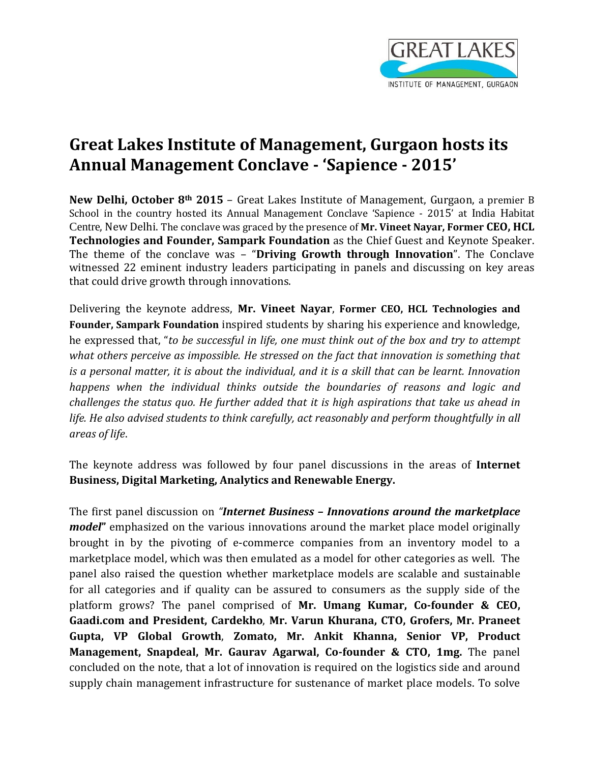# Great Lakes Institute of Management, Gurgaon hosts its Annual Management Conclave - 'Sapience - 2015'

**New Delhi, October 8th 2015** – Great Lakes Institute of Management, Gurgaon, a premier B School in the country hosted its Annual Management Conclave 'Sapience - 2015' at India Habitat Centre, New Delhi. The conclave was graced by the presence of **Mr. Vineet Nayar, Former CEO, HCL Technologies and Founder, Sampark Foundation** as the Chief Guest and Keynote Speaker. The theme of the conclave was – "**Driving Growth through Innovation**". The Conclave witnessed 22 eminent industry leaders participating in panels and discussing on key areas that could drive growth through innovations.

Delivering the keynote address, **Mr. Vineet Nayar**, **Former CEO, HCL Technologies and Founder, Sampark Foundation** inspired students by sharing his experience and knowledge, he expressed that, "*to be successful in life, one must think out of the box and try to attempt what others perceive as impossible. He stressed on the fact that innovation is something that is a personal matter, it is about the individual, and it is a skill that can be learnt. Innovation happens when the individual thinks outside the boundaries of reasons and logic and challenges the status quo. He further added that it is high aspirations that take us ahead in life. He also advised students to think carefully, act reasonably and perform thoughtfully in all areas of life*.

The keynote address was followed by four panel discussions in the areas of **Internet Business, Digital Marketing, Analytics and Renewable Energy.**

The first panel discussion on *"**Internet Business – Innovations around the marketplace model**"* emphasized on the various innovations around the market place model originally brought in by the pivoting of e-commerce companies from an inventory model to a marketplace model, which was then emulated as a model for other categories as well. The panel also raised the question whether marketplace models are scalable and sustainable for all categories and if quality can be assured to consumers as the supply side of the platform grows? The panel comprised of **Mr. Umang Kumar, Co-founder & CEO, Gaadi.com and President, Cardekho**, **Mr. Varun Khurana, CTO, Grofers, Mr. Praneet Gupta, VP Global Growth**, **Zomato, Mr. Ankit Khanna, Senior VP, Product Management, Snapdeal, Mr. Gaurav Agarwal, Co-founder & CTO, 1mg.** The panel concluded on the note, that a lot of innovation is required on the logistics side and around supply chain management infrastructure for sustenance of market place models. To solve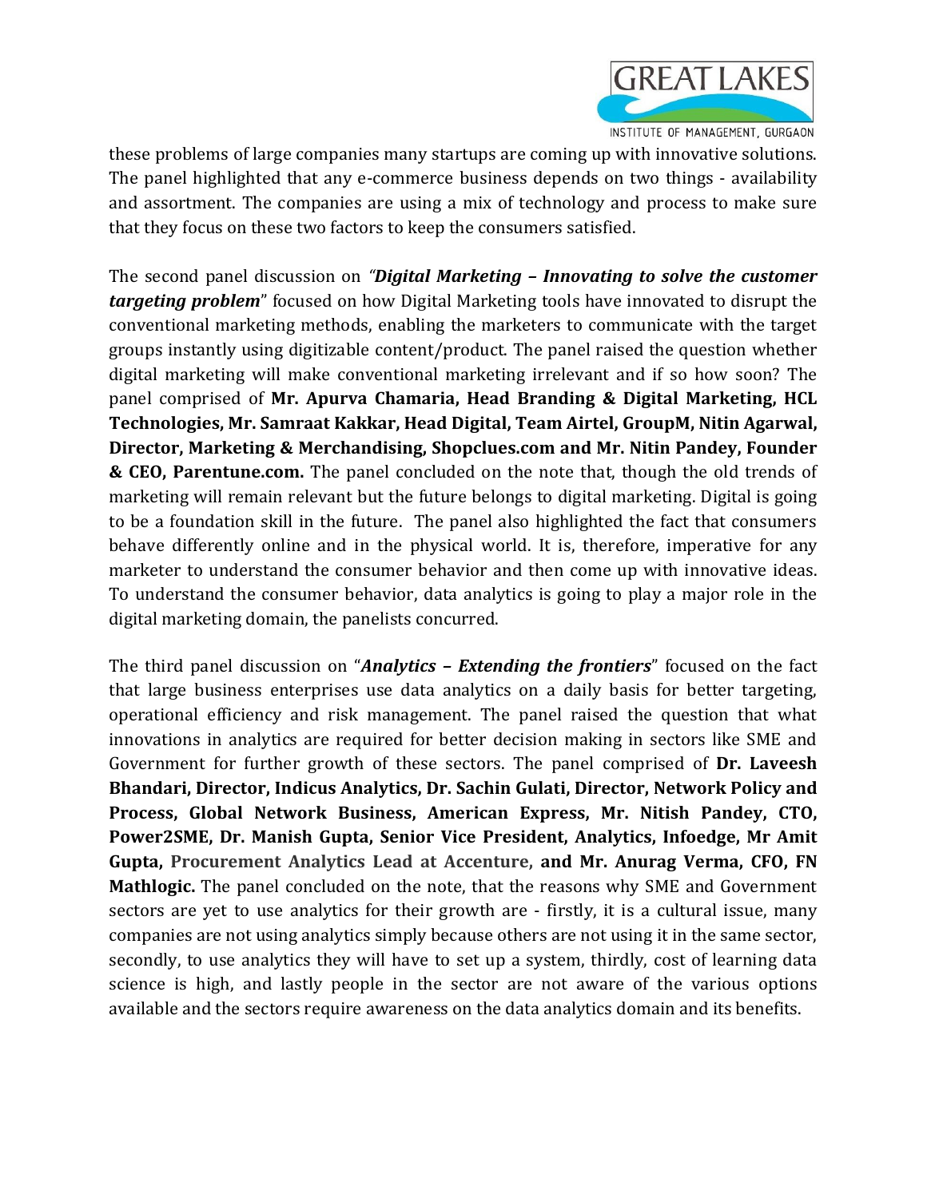these problems of large companies many startups are coming up with innovative solutions. The panel highlighted that any e-commerce business depends on two things - availability and assortment. The companies are using a mix of technology and process to make sure that they focus on these two factors to keep the consumers satisfied.

The second panel discussion on *"**Digital Marketing – Innovating to solve the customer targeting problem**"* focused on how Digital Marketing tools have innovated to disrupt the conventional marketing methods, enabling the marketers to communicate with the target groups instantly using digitizable content/product. The panel raised the question whether digital marketing will make conventional marketing irrelevant and if so how soon? The panel comprised of **Mr. Apurva Chamaria, Head Branding & Digital Marketing, HCL Technologies, Mr. Samraat Kakkar, Head Digital, Team Airtel, GroupM, Nitin Agarwal, Director, Marketing & Merchandising, Shopclues.com and Mr. Nitin Pandey, Founder & CEO, Parentune.com.** The panel concluded on the note that, though the old trends of marketing will remain relevant but the future belongs to digital marketing. Digital is going to be a foundation skill in the future. The panel also highlighted the fact that consumers behave differently online and in the physical world. It is, therefore, imperative for any marketer to understand the consumer behavior and then come up with innovative ideas. To understand the consumer behavior, data analytics is going to play a major role in the digital marketing domain, the panelists concurred.

The third panel discussion on "***Analytics – Extending the frontiers***" focused on the fact that large business enterprises use data analytics on a daily basis for better targeting, operational efficiency and risk management. The panel raised the question that what innovations in analytics are required for better decision making in sectors like SME and Government for further growth of these sectors. The panel comprised of **Dr. Laveesh Bhandari, Director, Indicus Analytics, Dr. Sachin Gulati, Director, Network Policy and Process, Global Network Business, American Express, Mr. Nitish Pandey, CTO, Power2SME, Dr. Manish Gupta, Senior Vice President, Analytics, Infoedge, Mr Amit Gupta, Procurement Analytics Lead at Accenture, and Mr. Anurag Verma, CFO, FN Mathlogic.** The panel concluded on the note, that the reasons why SME and Government sectors are yet to use analytics for their growth are - firstly, it is a cultural issue, many companies are not using analytics simply because others are not using it in the same sector, secondly, to use analytics they will have to set up a system, thirdly, cost of learning data science is high, and lastly people in the sector are not aware of the various options available and the sectors require awareness on the data analytics domain and its benefits.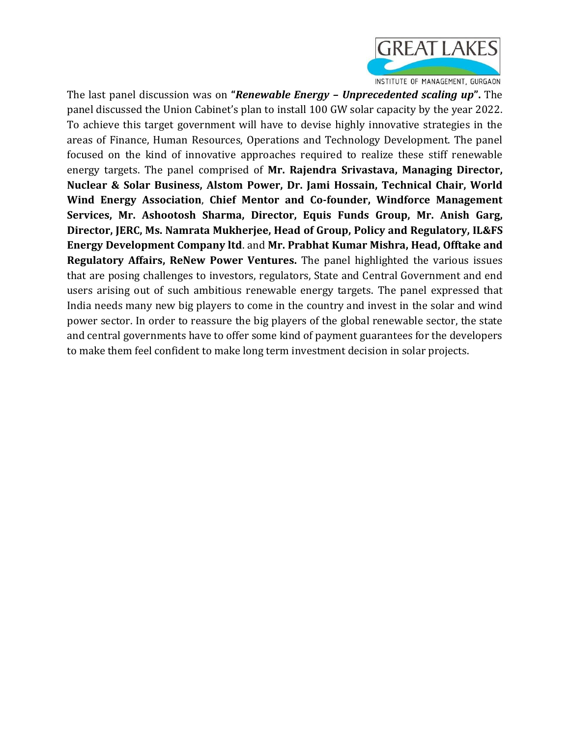The last panel discussion was on **"*Renewable Energy – Unprecedented scaling up*".** The panel discussed the Union Cabinet's plan to install 100 GW solar capacity by the year 2022. To achieve this target government will have to devise highly innovative strategies in the areas of Finance, Human Resources, Operations and Technology Development. The panel focused on the kind of innovative approaches required to realize these stiff renewable energy targets. The panel comprised of **Mr. Rajendra Srivastava, Managing Director, Nuclear & Solar Business, Alstom Power, Dr. Jami Hossain, Technical Chair, World Wind Energy Association**, **Chief Mentor and Co-founder, Windforce Management Services, Mr. Ashootosh Sharma, Director, Equis Funds Group, Mr. Anish Garg, Director, JERC, Ms. Namrata Mukherjee, Head of Group, Policy and Regulatory, IL&FS Energy Development Company ltd**. and **Mr. Prabhat Kumar Mishra, Head, Offtake and Regulatory Affairs, ReNew Power Ventures.** The panel highlighted the various issues that are posing challenges to investors, regulators, State and Central Government and end users arising out of such ambitious renewable energy targets. The panel expressed that India needs many new big players to come in the country and invest in the solar and wind power sector. In order to reassure the big players of the global renewable sector, the state and central governments have to offer some kind of payment guarantees for the developers to make them feel confident to make long term investment decision in solar projects.